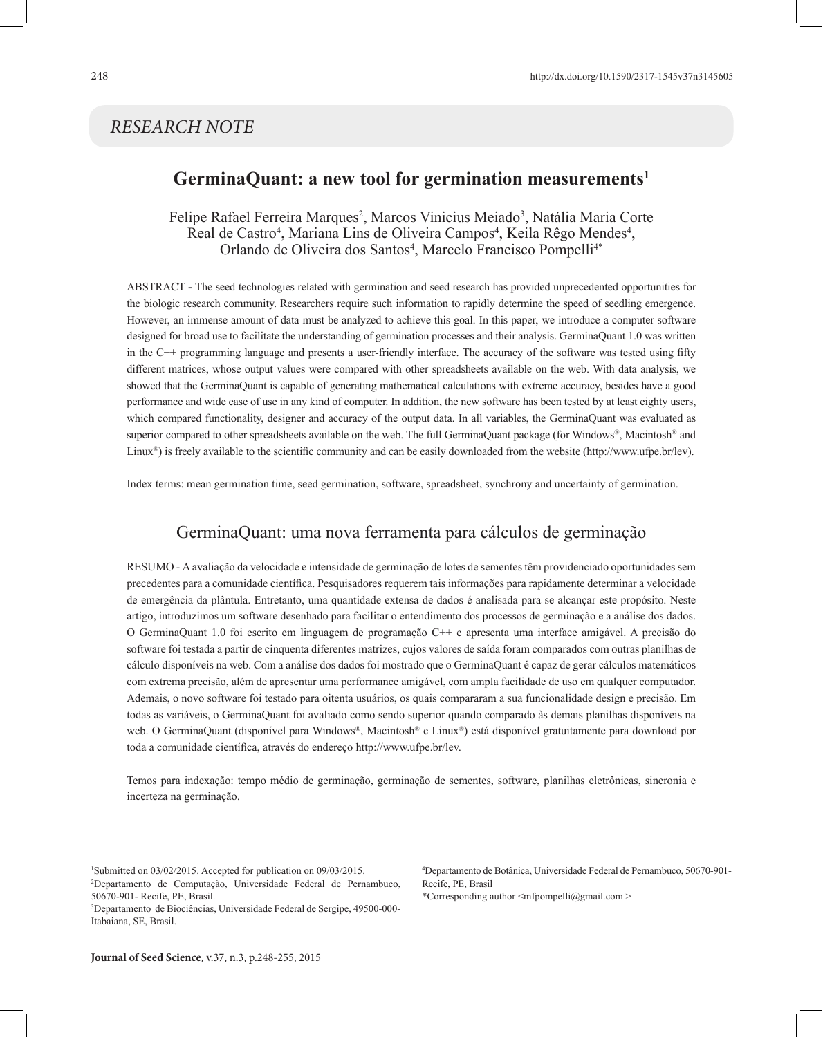RESEARCH NOTE

# GerminaQuant: a new tool for germination measurements[1]

Felipe Rafael Ferreira Marques[2], Marcos Vinicius Meiado[3], Natália Maria Corte Real de Castro[4], Mariana Lins de Oliveira Campos[4], Keila Rêgo Mendes[4], Orlando de Oliveira dos Santos[4], Marcelo Francisco Pompelli[4*]

ABSTRACT - The seed technologies related with germination and seed research has provided unprecedented opportunities for the biologic research community. Researchers require such information to rapidly determine the speed of seedling emergence. However, an immense amount of data must be analyzed to achieve this goal. In this paper, we introduce a computer software designed for broad use to facilitate the understanding of germination processes and their analysis. GerminaQuant 1.0 was written in the C++ programming language and presents a user-friendly interface. The accuracy of the software was tested using fifty different matrices, whose output values were compared with other spreadsheets available on the web. With data analysis, we showed that the GerminaQuant is capable of generating mathematical calculations with extreme accuracy, besides have a good performance and wide ease of use in any kind of computer. In addition, the new software has been tested by at least eighty users, which compared functionality, designer and accuracy of the output data. In all variables, the GerminaQuant was evaluated as superior compared to other spreadsheets available on the web. The full GerminaQuant package (for Windows®, Macintosh® and Linux®) is freely available to the scientific community and can be easily downloaded from the website (http://www.ufpe.br/lev).

Index terms: mean germination time, seed germination, software, spreadsheet, synchrony and uncertainty of germination.

## GerminaQuant: uma nova ferramenta para cálculos de germinação

RESUMO - A avaliação da velocidade e intensidade de germinação de lotes de sementes têm providenciado oportunidades sem precedentes para a comunidade científica. Pesquisadores requerem tais informações para rapidamente determinar a velocidade de emergência da plântula. Entretanto, uma quantidade extensa de dados é analisada para se alcançar este propósito. Neste artigo, introduzimos um software desenhado para facilitar o entendimento dos processos de germinação e a análise dos dados. O GerminaQuant 1.0 foi escrito em linguagem de programação C++ e apresenta uma interface amigável. A precisão do software foi testada a partir de cinquenta diferentes matrizes, cujos valores de saída foram comparados com outras planilhas de cálculo disponíveis na web. Com a análise dos dados foi mostrado que o GerminaQuant é capaz de gerar cálculos matemáticos com extrema precisão, além de apresentar uma performance amigável, com ampla facilidade de uso em qualquer computador. Ademais, o novo software foi testado para oitenta usuários, os quais compararam a sua funcionalidade design e precisão. Em todas as variáveis, o GerminaQuant foi avaliado como sendo superior quando comparado às demais planilhas disponíveis na web. O GerminaQuant (disponível para Windows®, Macintosh® e Linux®) está disponível gratuitamente para download por toda a comunidade científica, através do endereço http://www.ufpe.br/lev.

Temos para indexação: tempo médio de germinação, germinação de sementes, software, planilhas eletrônicas, sincronia e incerteza na germinação.

---

[1]Submitted on 03/02/2015. Accepted for publication on 09/03/2015.
[2]Departamento de Computação, Universidade Federal de Pernambuco, 50670-901- Recife, PE, Brasil.
[3]Departamento de Biociências, Universidade Federal de Sergipe, 49500-000- Itabaiana, SE, Brasil.
[4]Departamento de Botânica, Universidade Federal de Pernambuco, 50670-901- Recife, PE, Brasil
*Corresponding author <mfpompelli@gmail.com >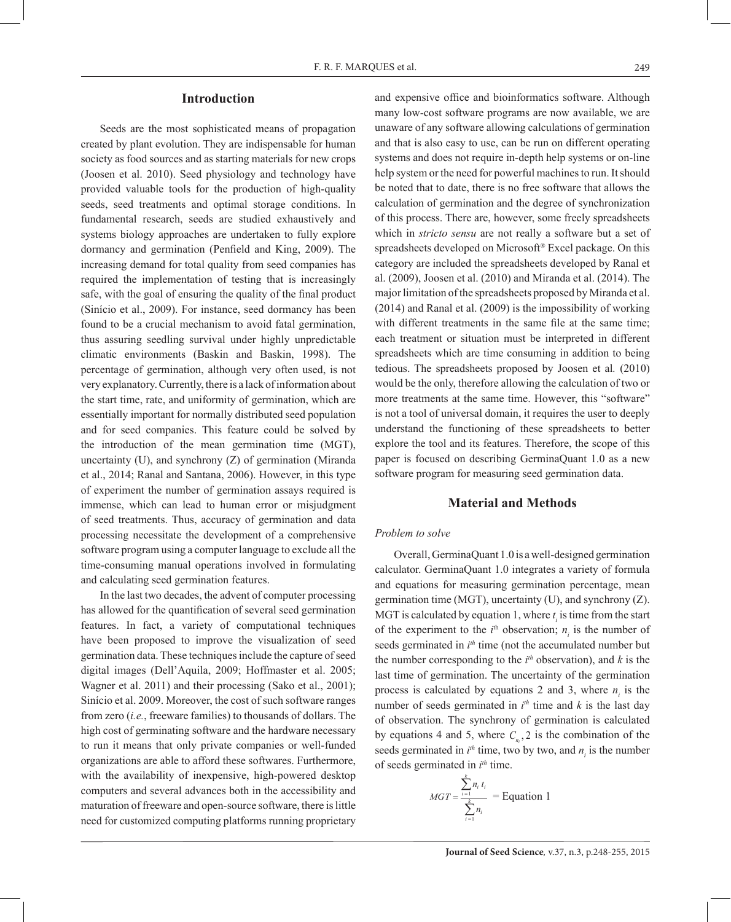## Introduction

Seeds are the most sophisticated means of propagation created by plant evolution. They are indispensable for human society as food sources and as starting materials for new crops (Joosen et al. 2010). Seed physiology and technology have provided valuable tools for the production of high-quality seeds, seed treatments and optimal storage conditions. In fundamental research, seeds are studied exhaustively and systems biology approaches are undertaken to fully explore dormancy and germination (Penfield and King, 2009). The increasing demand for total quality from seed companies has required the implementation of testing that is increasingly safe, with the goal of ensuring the quality of the final product (Sinício et al., 2009). For instance, seed dormancy has been found to be a crucial mechanism to avoid fatal germination, thus assuring seedling survival under highly unpredictable climatic environments (Baskin and Baskin, 1998). The percentage of germination, although very often used, is not very explanatory. Currently, there is a lack of information about the start time, rate, and uniformity of germination, which are essentially important for normally distributed seed population and for seed companies. This feature could be solved by the introduction of the mean germination time (MGT), uncertainty (U), and synchrony (Z) of germination (Miranda et al., 2014; Ranal and Santana, 2006). However, in this type of experiment the number of germination assays required is immense, which can lead to human error or misjudgment of seed treatments. Thus, accuracy of germination and data processing necessitate the development of a comprehensive software program using a computer language to exclude all the time-consuming manual operations involved in formulating and calculating seed germination features.

In the last two decades, the advent of computer processing has allowed for the quantification of several seed germination features. In fact, a variety of computational techniques have been proposed to improve the visualization of seed germination data. These techniques include the capture of seed digital images (Dell'Aquila, 2009; Hoffmaster et al. 2005; Wagner et al. 2011) and their processing (Sako et al., 2001); Sinício et al. 2009. Moreover, the cost of such software ranges from zero (*i.e.*, freeware families) to thousands of dollars. The high cost of germinating software and the hardware necessary to run it means that only private companies or well-funded organizations are able to afford these softwares. Furthermore, with the availability of inexpensive, high-powered desktop computers and several advances both in the accessibility and maturation of freeware and open-source software, there is little need for customized computing platforms running proprietary and expensive office and bioinformatics software. Although many low-cost software programs are now available, we are unaware of any software allowing calculations of germination and that is also easy to use, can be run on different operating systems and does not require in-depth help systems or on-line help system or the need for powerful machines to run. It should be noted that to date, there is no free software that allows the calculation of germination and the degree of synchronization of this process. There are, however, some freely spreadsheets which in *stricto sensu* are not really a software but a set of spreadsheets developed on Microsoft® Excel package. On this category are included the spreadsheets developed by Ranal et al. (2009), Joosen et al. (2010) and Miranda et al. (2014). The major limitation of the spreadsheets proposed by Miranda et al. (2014) and Ranal et al. (2009) is the impossibility of working with different treatments in the same file at the same time; each treatment or situation must be interpreted in different spreadsheets which are time consuming in addition to being tedious. The spreadsheets proposed by Joosen et al*.* (2010) would be the only, therefore allowing the calculation of two or more treatments at the same time. However, this "software" is not a tool of universal domain, it requires the user to deeply understand the functioning of these spreadsheets to better explore the tool and its features. Therefore, the scope of this paper is focused on describing GerminaQuant 1.0 as a new software program for measuring seed germination data.

## Material and Methods

### *Problem to solve*

Overall, GerminaQuant 1.0 is a well-designed germination calculator. GerminaQuant 1.0 integrates a variety of formula and equations for measuring germination percentage, mean germination time (MGT), uncertainty (U), and synchrony (Z). MGT is calculated by equation 1, where $t_i$ is time from the start of the experiment to the $i^{th}$ observation; $n_i$ is the number of seeds germinated in $i^{th}$ time (not the accumulated number but the number corresponding to the $i^{th}$ observation), and $k$ is the last time of germination. The uncertainty of the germination process is calculated by equations 2 and 3, where $n_i$ is the number of seeds germinated in $i^{th}$ time and $k$ is the last day of observation. The synchrony of germination is calculated by equations 4 and 5, where $C_{n_i},2$ is the combination of the seeds germinated in $i^{th}$ time, two by two, and $n_i$ is the number of seeds germinated in $i^{th}$ time.

$$MGT = \frac{\sum_{i=1}^{k} n_i\, t_i}{\sum_{i=1}^{k} n_i} \quad = \text{Equation 1}$$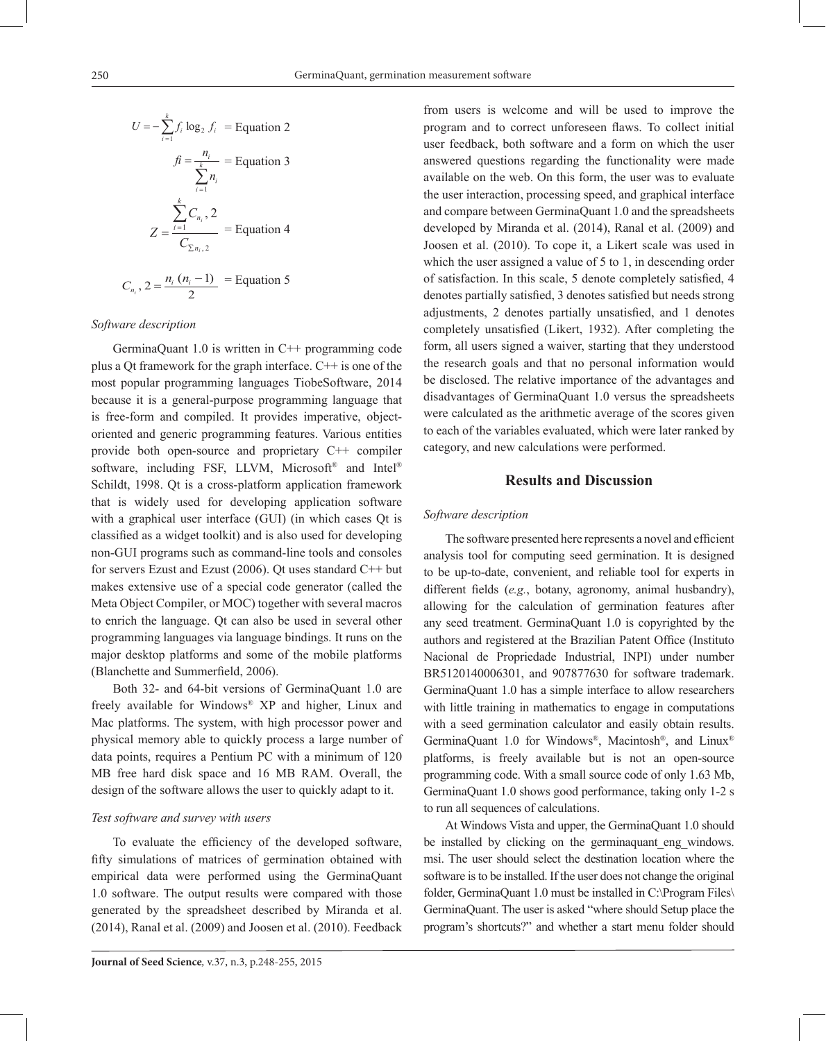$$U = -\sum_{i=1}^{k} f_i \log_2 f_i \quad = \text{Equation 2}$$

$$fi = \frac{n_i}{\sum_{i=1}^{k} n_i} \quad = \text{Equation 3}$$

$$Z = \frac{\sum_{i=1}^{k} C_{n_i}, 2}{C_{\sum n_i, 2}} \quad = \text{Equation 4}$$

$$C_{n_i}, 2 = \frac{n_i\,(n_i - 1)}{2} \quad = \text{Equation 5}$$

### *Software description*

GerminaQuant 1.0 is written in C++ programming code plus a Qt framework for the graph interface. C++ is one of the most popular programming languages TiobeSoftware, 2014 because it is a general-purpose programming language that is free-form and compiled. It provides imperative, object-oriented and generic programming features. Various entities provide both open-source and proprietary C++ compiler software, including FSF, LLVM, Microsoft® and Intel® Schildt, 1998. Qt is a cross-platform application framework that is widely used for developing application software with a graphical user interface (GUI) (in which cases Qt is classified as a widget toolkit) and is also used for developing non-GUI programs such as command-line tools and consoles for servers Ezust and Ezust (2006). Qt uses standard C++ but makes extensive use of a special code generator (called the Meta Object Compiler, or MOC) together with several macros to enrich the language. Qt can also be used in several other programming languages via language bindings. It runs on the major desktop platforms and some of the mobile platforms (Blanchette and Summerfield, 2006).

Both 32- and 64-bit versions of GerminaQuant 1.0 are freely available for Windows® XP and higher, Linux and Mac platforms. The system, with high processor power and physical memory able to quickly process a large number of data points, requires a Pentium PC with a minimum of 120 MB free hard disk space and 16 MB RAM. Overall, the design of the software allows the user to quickly adapt to it.

### *Test software and survey with users*

To evaluate the efficiency of the developed software, fifty simulations of matrices of germination obtained with empirical data were performed using the GerminaQuant 1.0 software. The output results were compared with those generated by the spreadsheet described by Miranda et al. (2014), Ranal et al. (2009) and Joosen et al. (2010). Feedback from users is welcome and will be used to improve the program and to correct unforeseen flaws. To collect initial user feedback, both software and a form on which the user answered questions regarding the functionality were made available on the web. On this form, the user was to evaluate the user interaction, processing speed, and graphical interface and compare between GerminaQuant 1.0 and the spreadsheets developed by Miranda et al. (2014), Ranal et al. (2009) and Joosen et al. (2010). To cope it, a Likert scale was used in which the user assigned a value of 5 to 1, in descending order of satisfaction. In this scale, 5 denote completely satisfied, 4 denotes partially satisfied, 3 denotes satisfied but needs strong adjustments, 2 denotes partially unsatisfied, and 1 denotes completely unsatisfied (Likert, 1932). After completing the form, all users signed a waiver, starting that they understood the research goals and that no personal information would be disclosed. The relative importance of the advantages and disadvantages of GerminaQuant 1.0 versus the spreadsheets were calculated as the arithmetic average of the scores given to each of the variables evaluated, which were later ranked by category, and new calculations were performed.

## Results and Discussion

### *Software description*

The software presented here represents a novel and efficient analysis tool for computing seed germination. It is designed to be up-to-date, convenient, and reliable tool for experts in different fields (*e.g.*, botany, agronomy, animal husbandry), allowing for the calculation of germination features after any seed treatment. GerminaQuant 1.0 is copyrighted by the authors and registered at the Brazilian Patent Office (Instituto Nacional de Propriedade Industrial, INPI) under number BR5120140006301, and 907877630 for software trademark. GerminaQuant 1.0 has a simple interface to allow researchers with little training in mathematics to engage in computations with a seed germination calculator and easily obtain results. GerminaQuant 1.0 for Windows®, Macintosh®, and Linux® platforms, is freely available but is not an open-source programming code. With a small source code of only 1.63 Mb, GerminaQuant 1.0 shows good performance, taking only 1-2 s to run all sequences of calculations.

At Windows Vista and upper, the GerminaQuant 1.0 should be installed by clicking on the germinaquant_eng_windows.msi. The user should select the destination location where the software is to be installed. If the user does not change the original folder, GerminaQuant 1.0 must be installed in C:\Program Files\GerminaQuant. The user is asked "where should Setup place the program's shortcuts?" and whether a start menu folder should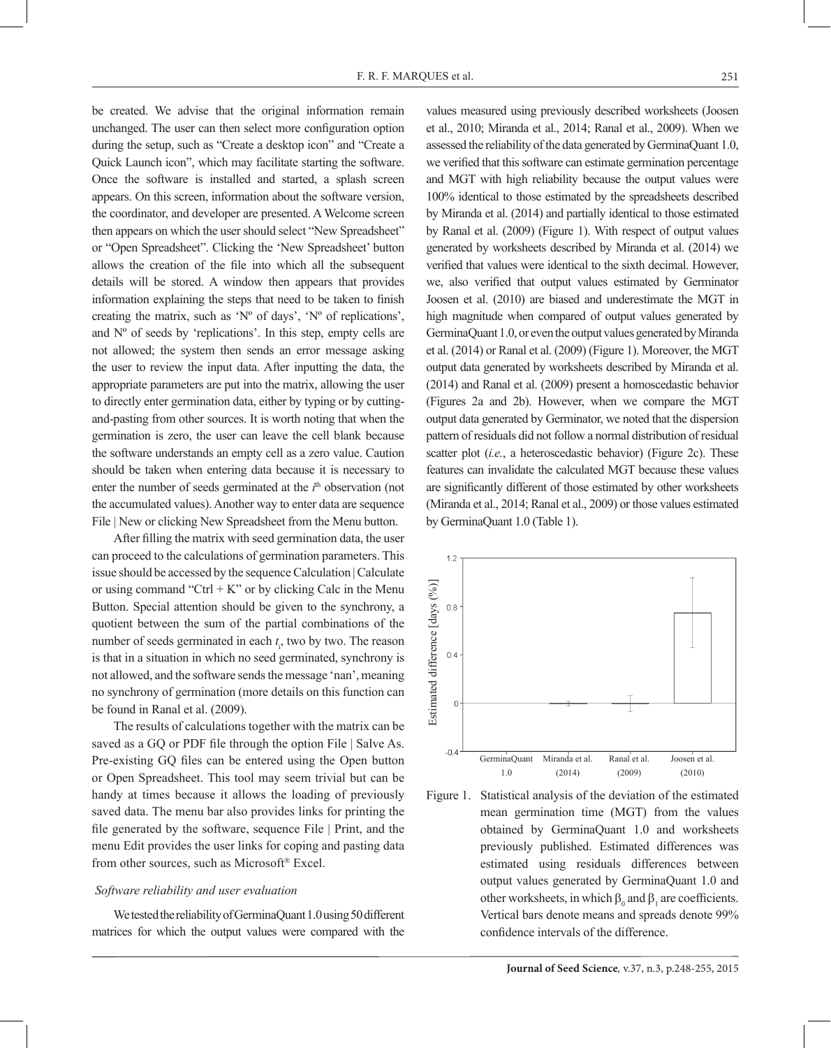be created. We advise that the original information remain unchanged. The user can then select more configuration option during the setup, such as "Create a desktop icon" and "Create a Quick Launch icon", which may facilitate starting the software. Once the software is installed and started, a splash screen appears. On this screen, information about the software version, the coordinator, and developer are presented. A Welcome screen then appears on which the user should select "New Spreadsheet" or "Open Spreadsheet". Clicking the 'New Spreadsheet' button allows the creation of the file into which all the subsequent details will be stored. A window then appears that provides information explaining the steps that need to be taken to finish creating the matrix, such as 'Nº of days', 'Nº of replications', and Nº of seeds by 'replications'. In this step, empty cells are not allowed; the system then sends an error message asking the user to review the input data. After inputting the data, the appropriate parameters are put into the matrix, allowing the user to directly enter germination data, either by typing or by cutting-and-pasting from other sources. It is worth noting that when the germination is zero, the user can leave the cell blank because the software understands an empty cell as a zero value. Caution should be taken when entering data because it is necessary to enter the number of seeds germinated at the $i^{th}$ observation (not the accumulated values). Another way to enter data are sequence File | New or clicking New Spreadsheet from the Menu button.

After filling the matrix with seed germination data, the user can proceed to the calculations of germination parameters. This issue should be accessed by the sequence Calculation | Calculate or using command "Ctrl + K" or by clicking Calc in the Menu Button. Special attention should be given to the synchrony, a quotient between the sum of the partial combinations of the number of seeds germinated in each $t_i$, two by two. The reason is that in a situation in which no seed germinated, synchrony is not allowed, and the software sends the message 'nan', meaning no synchrony of germination (more details on this function can be found in Ranal et al. (2009).

The results of calculations together with the matrix can be saved as a GQ or PDF file through the option File | Salve As. Pre-existing GQ files can be entered using the Open button or Open Spreadsheet. This tool may seem trivial but can be handy at times because it allows the loading of previously saved data. The menu bar also provides links for printing the file generated by the software, sequence File | Print, and the menu Edit provides the user links for coping and pasting data from other sources, such as Microsoft® Excel.

### *Software reliability and user evaluation*

We tested the reliability of GerminaQuant 1.0 using 50 different matrices for which the output values were compared with the values measured using previously described worksheets (Joosen et al., 2010; Miranda et al., 2014; Ranal et al., 2009). When we assessed the reliability of the data generated by GerminaQuant 1.0, we verified that this software can estimate germination percentage and MGT with high reliability because the output values were 100% identical to those estimated by the spreadsheets described by Miranda et al. (2014) and partially identical to those estimated by Ranal et al. (2009) (Figure 1). With respect of output values generated by worksheets described by Miranda et al. (2014) we verified that values were identical to the sixth decimal. However, we, also verified that output values estimated by Germinator Joosen et al. (2010) are biased and underestimate the MGT in high magnitude when compared of output values generated by GerminaQuant 1.0, or even the output values generated by Miranda et al. (2014) or Ranal et al. (2009) (Figure 1). Moreover, the MGT output data generated by worksheets described by Miranda et al. (2014) and Ranal et al. (2009) present a homoscedastic behavior (Figures 2a and 2b). However, when we compare the MGT output data generated by Germinator, we noted that the dispersion pattern of residuals did not follow a normal distribution of residual scatter plot (*i.e.*, a heteroscedastic behavior) (Figure 2c). These features can invalidate the calculated MGT because these values are significantly different of those estimated by other worksheets (Miranda et al., 2014; Ranal et al., 2009) or those values estimated by GerminaQuant 1.0 (Table 1).

Figure 1. Statistical analysis of the deviation of the estimated mean germination time (MGT) from the values obtained by GerminaQuant 1.0 and worksheets previously published. Estimated differences was estimated using residuals differences between output values generated by GerminaQuant 1.0 and other worksheets, in which $\beta_0$ and $\beta_1$ are coefficients. Vertical bars denote means and spreads denote 99% confidence intervals of the difference.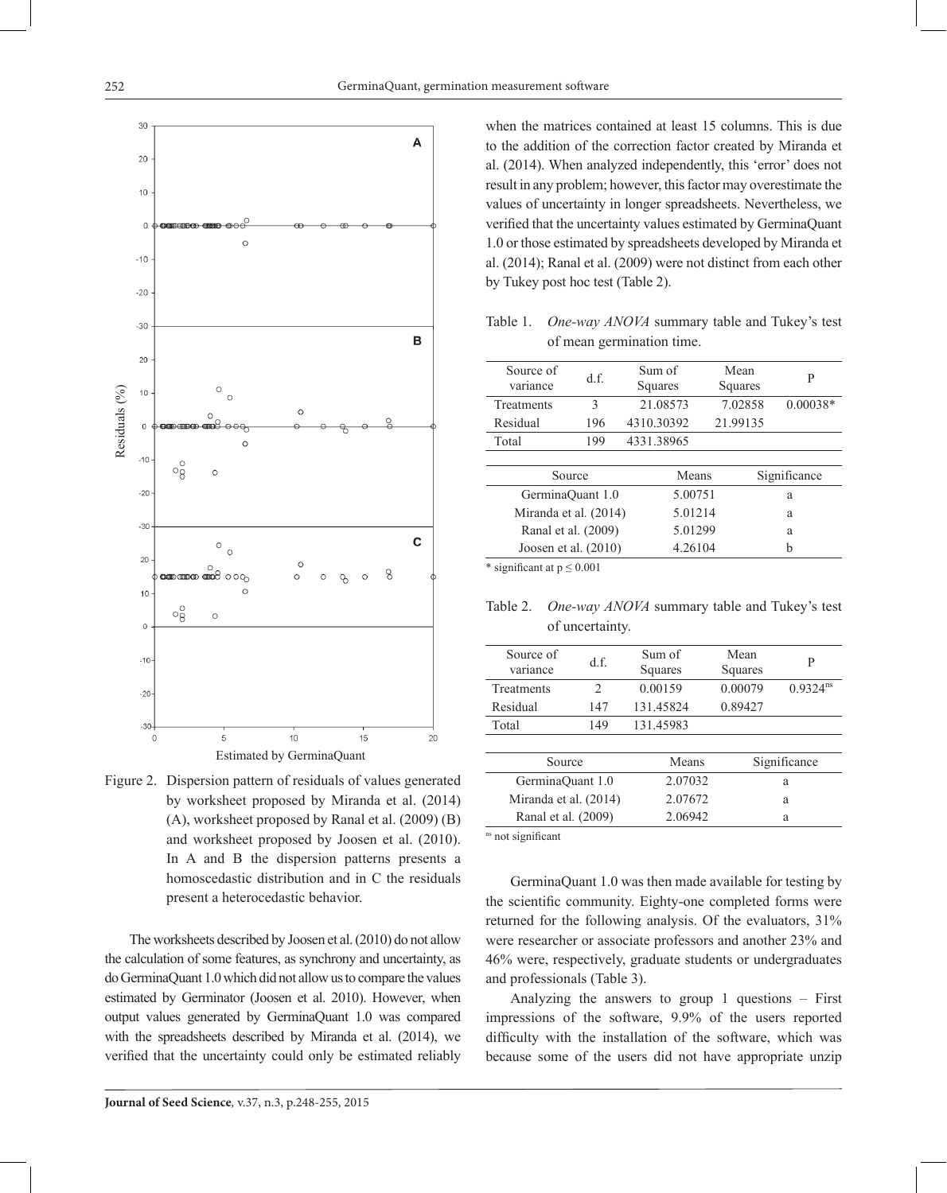Figure 2. Dispersion pattern of residuals of values generated by worksheet proposed by Miranda et al. (2014) (A), worksheet proposed by Ranal et al. (2009) (B) and worksheet proposed by Joosen et al. (2010). In A and B the dispersion patterns presents a homoscedastic distribution and in C the residuals present a heterocedastic behavior.

The worksheets described by Joosen et al. (2010) do not allow the calculation of some features, as synchrony and uncertainty, as do GerminaQuant 1.0 which did not allow us to compare the values estimated by Germinator (Joosen et al. 2010). However, when output values generated by GerminaQuant 1.0 was compared with the spreadsheets described by Miranda et al. (2014), we verified that the uncertainty could only be estimated reliably when the matrices contained at least 15 columns. This is due to the addition of the correction factor created by Miranda et al. (2014). When analyzed independently, this 'error' does not result in any problem; however, this factor may overestimate the values of uncertainty in longer spreadsheets. Nevertheless, we verified that the uncertainty values estimated by GerminaQuant 1.0 or those estimated by spreadsheets developed by Miranda et al. (2014); Ranal et al. (2009) were not distinct from each other by Tukey post hoc test (Table 2).

Table 1. *One-way ANOVA* summary table and Tukey's test of mean germination time.

| Source of variance | d.f. | Sum of Squares | Mean Squares | P |
|---|---|---|---|---|
| Treatments | 3 | 21.08573 | 7.02858 | 0.00038* |
| Residual | 196 | 4310.30392 | 21.99135 | |
| Total | 199 | 4331.38965 | | |

| Source | Means | Significance |
|---|---|---|
| GerminaQuant 1.0 | 5.00751 | a |
| Miranda et al. (2014) | 5.01214 | a |
| Ranal et al. (2009) | 5.01299 | a |
| Joosen et al. (2010) | 4.26104 | b |

\* significant at $p \leq 0.001$

Table 2. *One-way ANOVA* summary table and Tukey's test of uncertainty.

| Source of variance | d.f. | Sum of Squares | Mean Squares | P |
|---|---|---|---|---|
| Treatments | 2 | 0.00159 | 0.00079 | $0.9324^{ns}$ |
| Residual | 147 | 131.45824 | 0.89427 | |
| Total | 149 | 131.45983 | | |

| Source | Means | Significance |
|---|---|---|
| GerminaQuant 1.0 | 2.07032 | a |
| Miranda et al. (2014) | 2.07672 | a |
| Ranal et al. (2009) | 2.06942 | a |

$^{ns}$ not significant

GerminaQuant 1.0 was then made available for testing by the scientific community. Eighty-one completed forms were returned for the following analysis. Of the evaluators, 31% were researcher or associate professors and another 23% and 46% were, respectively, graduate students or undergraduates and professionals (Table 3).

Analyzing the answers to group 1 questions – First impressions of the software, 9.9% of the users reported difficulty with the installation of the software, which was because some of the users did not have appropriate unzip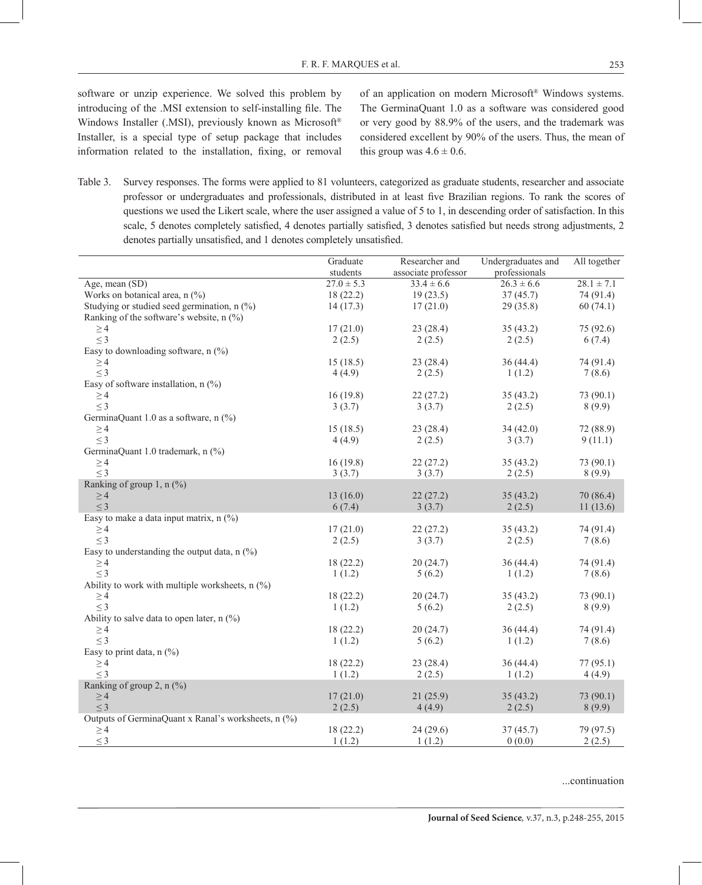software or unzip experience. We solved this problem by introducing of the .MSI extension to self-installing file. The Windows Installer (.MSI), previously known as Microsoft® Installer, is a special type of setup package that includes information related to the installation, fixing, or removal of an application on modern Microsoft® Windows systems. The GerminaQuant 1.0 as a software was considered good or very good by 88.9% of the users, and the trademark was considered excellent by 90% of the users. Thus, the mean of this group was 4.6 ± 0.6.

Table 3. Survey responses. The forms were applied to 81 volunteers, categorized as graduate students, researcher and associate professor or undergraduates and professionals, distributed in at least five Brazilian regions. To rank the scores of questions we used the Likert scale, where the user assigned a value of 5 to 1, in descending order of satisfaction. In this scale, 5 denotes completely satisfied, 4 denotes partially satisfied, 3 denotes satisfied but needs strong adjustments, 2 denotes partially unsatisfied, and 1 denotes completely unsatisfied.

| | Graduate students | Researcher and associate professor | Undergraduates and professionals | All together |
|---|---|---|---|---|
| Age, mean (SD) | 27.0 ± 5.3 | 33.4 ± 6.6 | 26.3 ± 6.6 | 28.1 ± 7.1 |
| Works on botanical area, n (%) | 18 (22.2) | 19 (23.5) | 37 (45.7) | 74 (91.4) |
| Studying or studied seed germination, n (%) | 14 (17.3) | 17 (21.0) | 29 (35.8) | 60 (74.1) |
| Ranking of the software's website, n (%) | | | | |
| ≥ 4 | 17 (21.0) | 23 (28.4) | 35 (43.2) | 75 (92.6) |
| ≤ 3 | 2 (2.5) | 2 (2.5) | 2 (2.5) | 6 (7.4) |
| Easy to downloading software, n (%) | | | | |
| ≥ 4 | 15 (18.5) | 23 (28.4) | 36 (44.4) | 74 (91.4) |
| ≤ 3 | 4 (4.9) | 2 (2.5) | 1 (1.2) | 7 (8.6) |
| Easy of software installation, n (%) | | | | |
| ≥ 4 | 16 (19.8) | 22 (27.2) | 35 (43.2) | 73 (90.1) |
| ≤ 3 | 3 (3.7) | 3 (3.7) | 2 (2.5) | 8 (9.9) |
| GerminaQuant 1.0 as a software, n (%) | | | | |
| ≥ 4 | 15 (18.5) | 23 (28.4) | 34 (42.0) | 72 (88.9) |
| ≤ 3 | 4 (4.9) | 2 (2.5) | 3 (3.7) | 9 (11.1) |
| GerminaQuant 1.0 trademark, n (%) | | | | |
| ≥ 4 | 16 (19.8) | 22 (27.2) | 35 (43.2) | 73 (90.1) |
| ≤ 3 | 3 (3.7) | 3 (3.7) | 2 (2.5) | 8 (9.9) |
| Ranking of group 1, n (%) | | | | |
| ≥ 4 | 13 (16.0) | 22 (27.2) | 35 (43.2) | 70 (86.4) |
| ≤ 3 | 6 (7.4) | 3 (3.7) | 2 (2.5) | 11 (13.6) |
| Easy to make a data input matrix, n (%) | | | | |
| ≥ 4 | 17 (21.0) | 22 (27.2) | 35 (43.2) | 74 (91.4) |
| ≤ 3 | 2 (2.5) | 3 (3.7) | 2 (2.5) | 7 (8.6) |
| Easy to understanding the output data, n (%) | | | | |
| ≥ 4 | 18 (22.2) | 20 (24.7) | 36 (44.4) | 74 (91.4) |
| ≤ 3 | 1 (1.2) | 5 (6.2) | 1 (1.2) | 7 (8.6) |
| Ability to work with multiple worksheets, n (%) | | | | |
| ≥ 4 | 18 (22.2) | 20 (24.7) | 35 (43.2) | 73 (90.1) |
| ≤ 3 | 1 (1.2) | 5 (6.2) | 2 (2.5) | 8 (9.9) |
| Ability to salve data to open later, n (%) | | | | |
| ≥ 4 | 18 (22.2) | 20 (24.7) | 36 (44.4) | 74 (91.4) |
| ≤ 3 | 1 (1.2) | 5 (6.2) | 1 (1.2) | 7 (8.6) |
| Easy to print data, n (%) | | | | |
| ≥ 4 | 18 (22.2) | 23 (28.4) | 36 (44.4) | 77 (95.1) |
| ≤ 3 | 1 (1.2) | 2 (2.5) | 1 (1.2) | 4 (4.9) |
| Ranking of group 2, n (%) | | | | |
| ≥ 4 | 17 (21.0) | 21 (25.9) | 35 (43.2) | 73 (90.1) |
| ≤ 3 | 2 (2.5) | 4 (4.9) | 2 (2.5) | 8 (9.9) |
| Outputs of GerminaQuant x Ranal's worksheets, n (%) | | | | |
| ≥ 4 | 18 (22.2) | 24 (29.6) | 37 (45.7) | 79 (97.5) |
| ≤ 3 | 1 (1.2) | 1 (1.2) | 0 (0.0) | 2 (2.5) |

...continuation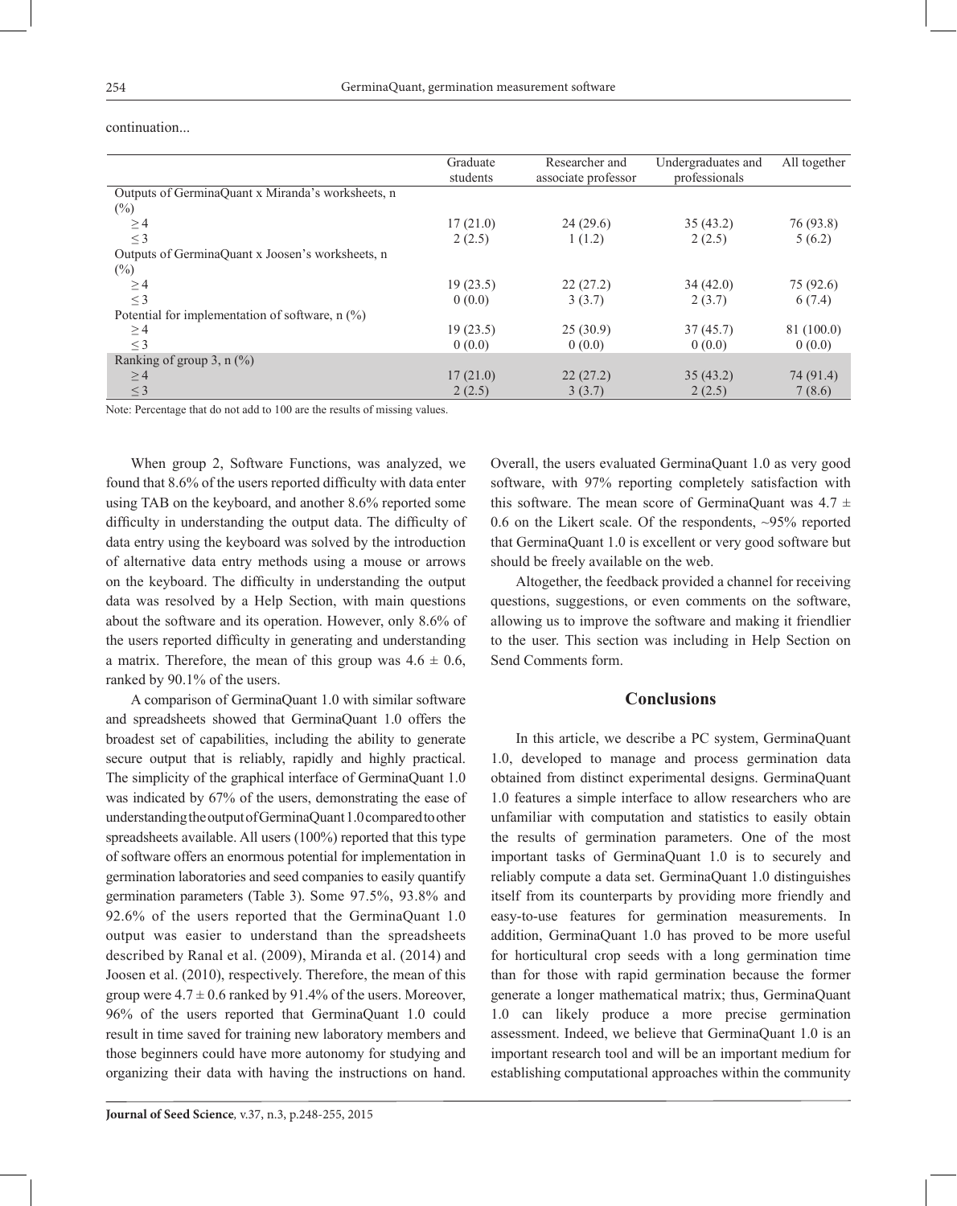continuation...

| | Graduate students | Researcher and associate professor | Undergraduates and professionals | All together |
|---|---|---|---|---|
| Outputs of GerminaQuant x Miranda's worksheets, n (%) | | | | |
| ≥ 4 | 17 (21.0) | 24 (29.6) | 35 (43.2) | 76 (93.8) |
| ≤ 3 | 2 (2.5) | 1 (1.2) | 2 (2.5) | 5 (6.2) |
| Outputs of GerminaQuant x Joosen's worksheets, n (%) | | | | |
| ≥ 4 | 19 (23.5) | 22 (27.2) | 34 (42.0) | 75 (92.6) |
| ≤ 3 | 0 (0.0) | 3 (3.7) | 2 (3.7) | 6 (7.4) |
| Potential for implementation of software, n (%) | | | | |
| ≥ 4 | 19 (23.5) | 25 (30.9) | 37 (45.7) | 81 (100.0) |
| ≤ 3 | 0 (0.0) | 0 (0.0) | 0 (0.0) | 0 (0.0) |
| Ranking of group 3, n (%) | | | | |
| ≥ 4 | 17 (21.0) | 22 (27.2) | 35 (43.2) | 74 (91.4) |
| ≤ 3 | 2 (2.5) | 3 (3.7) | 2 (2.5) | 7 (8.6) |

Note: Percentage that do not add to 100 are the results of missing values.

When group 2, Software Functions, was analyzed, we found that 8.6% of the users reported difficulty with data enter using TAB on the keyboard, and another 8.6% reported some difficulty in understanding the output data. The difficulty of data entry using the keyboard was solved by the introduction of alternative data entry methods using a mouse or arrows on the keyboard. The difficulty in understanding the output data was resolved by a Help Section, with main questions about the software and its operation. However, only 8.6% of the users reported difficulty in generating and understanding a matrix. Therefore, the mean of this group was 4.6 ± 0.6, ranked by 90.1% of the users.

A comparison of GerminaQuant 1.0 with similar software and spreadsheets showed that GerminaQuant 1.0 offers the broadest set of capabilities, including the ability to generate secure output that is reliably, rapidly and highly practical. The simplicity of the graphical interface of GerminaQuant 1.0 was indicated by 67% of the users, demonstrating the ease of understanding the output of GerminaQuant 1.0 compared to other spreadsheets available. All users (100%) reported that this type of software offers an enormous potential for implementation in germination laboratories and seed companies to easily quantify germination parameters (Table 3). Some 97.5%, 93.8% and 92.6% of the users reported that the GerminaQuant 1.0 output was easier to understand than the spreadsheets described by Ranal et al. (2009), Miranda et al. (2014) and Joosen et al. (2010), respectively. Therefore, the mean of this group were 4.7 ± 0.6 ranked by 91.4% of the users. Moreover, 96% of the users reported that GerminaQuant 1.0 could result in time saved for training new laboratory members and those beginners could have more autonomy for studying and organizing their data with having the instructions on hand. Overall, the users evaluated GerminaQuant 1.0 as very good software, with 97% reporting completely satisfaction with this software. The mean score of GerminaQuant was 4.7 ± 0.6 on the Likert scale. Of the respondents, ~95% reported that GerminaQuant 1.0 is excellent or very good software but should be freely available on the web.

Altogether, the feedback provided a channel for receiving questions, suggestions, or even comments on the software, allowing us to improve the software and making it friendlier to the user. This section was including in Help Section on Send Comments form.

## Conclusions

In this article, we describe a PC system, GerminaQuant 1.0, developed to manage and process germination data obtained from distinct experimental designs. GerminaQuant 1.0 features a simple interface to allow researchers who are unfamiliar with computation and statistics to easily obtain the results of germination parameters. One of the most important tasks of GerminaQuant 1.0 is to securely and reliably compute a data set. GerminaQuant 1.0 distinguishes itself from its counterparts by providing more friendly and easy-to-use features for germination measurements. In addition, GerminaQuant 1.0 has proved to be more useful for horticultural crop seeds with a long germination time than for those with rapid germination because the former generate a longer mathematical matrix; thus, GerminaQuant 1.0 can likely produce a more precise germination assessment. Indeed, we believe that GerminaQuant 1.0 is an important research tool and will be an important medium for establishing computational approaches within the community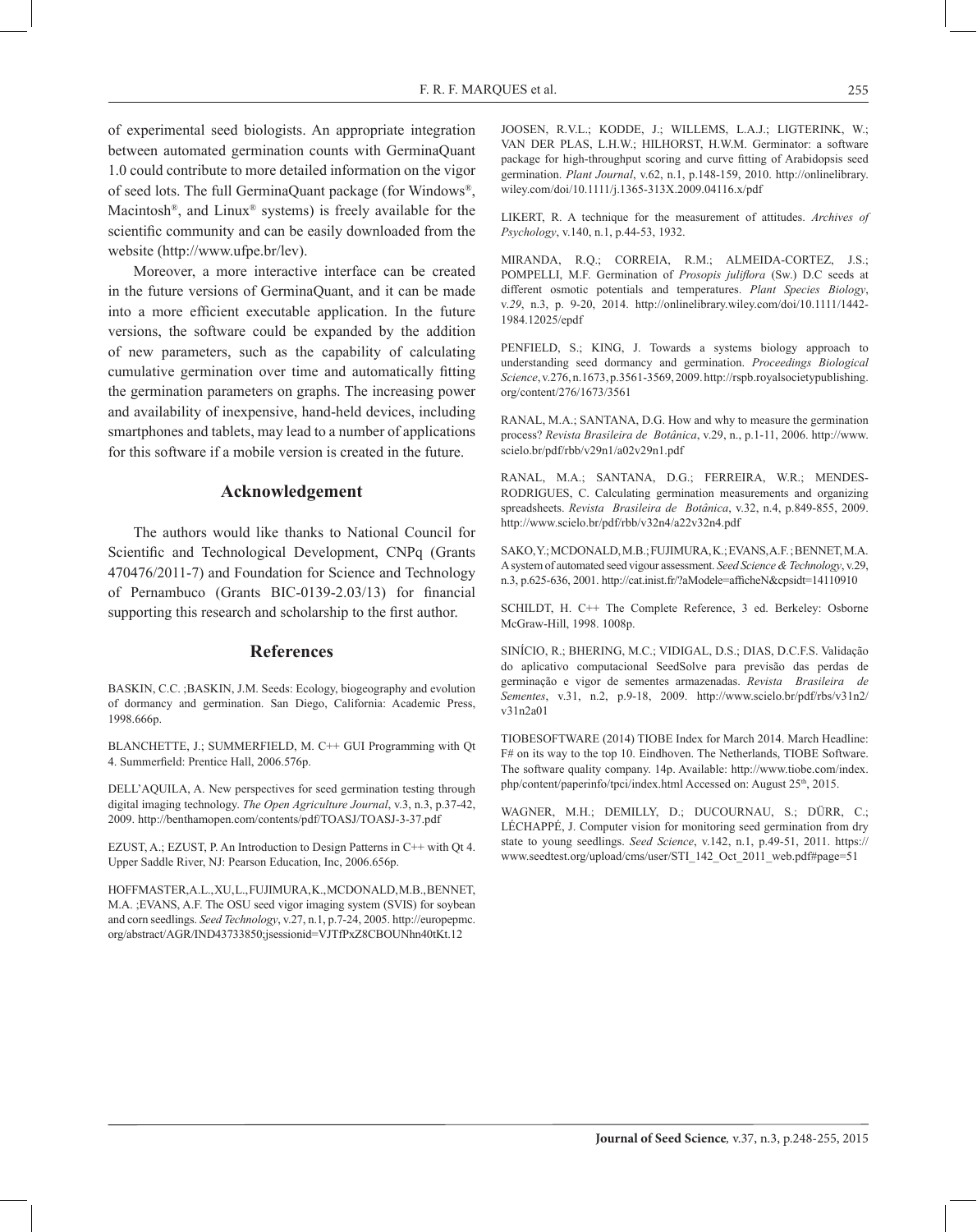of experimental seed biologists. An appropriate integration between automated germination counts with GerminaQuant 1.0 could contribute to more detailed information on the vigor of seed lots. The full GerminaQuant package (for Windows®, Macintosh®, and Linux® systems) is freely available for the scientific community and can be easily downloaded from the website (http://www.ufpe.br/lev).

Moreover, a more interactive interface can be created in the future versions of GerminaQuant, and it can be made into a more efficient executable application. In the future versions, the software could be expanded by the addition of new parameters, such as the capability of calculating cumulative germination over time and automatically fitting the germination parameters on graphs. The increasing power and availability of inexpensive, hand-held devices, including smartphones and tablets, may lead to a number of applications for this software if a mobile version is created in the future.

## Acknowledgement

The authors would like thanks to National Council for Scientific and Technological Development, CNPq (Grants 470476/2011-7) and Foundation for Science and Technology of Pernambuco (Grants BIC-0139-2.03/13) for financial supporting this research and scholarship to the first author.

## References

BASKIN, C.C. ;BASKIN, J.M. Seeds: Ecology, biogeography and evolution of dormancy and germination. San Diego, California: Academic Press, 1998.666p.

BLANCHETTE, J.; SUMMERFIELD, M. C++ GUI Programming with Qt 4. Summerfield: Prentice Hall, 2006.576p.

DELL'AQUILA, A. New perspectives for seed germination testing through digital imaging technology. *The Open Agriculture Journal*, v.3, n.3, p.37-42, 2009. http://benthamopen.com/contents/pdf/TOASJ/TOASJ-3-37.pdf

EZUST, A.; EZUST, P. An Introduction to Design Patterns in C++ with Qt 4. Upper Saddle River, NJ: Pearson Education, Inc, 2006.656p.

HOFFMASTER, A.L., XU, L., FUJIMURA, K., MCDONALD, M.B., BENNET, M.A. ;EVANS, A.F. The OSU seed vigor imaging system (SVIS) for soybean and corn seedlings. *Seed Technology*, v.27, n.1, p.7-24, 2005. http://europepmc.org/abstract/AGR/IND43733850;jsessionid=VJTfPxZ8CBOUNhn40tKt.12

JOOSEN, R.V.L.; KODDE, J.; WILLEMS, L.A.J.; LIGTERINK, W.; VAN DER PLAS, L.H.W.; HILHORST, H.W.M. Germinator: a software package for high-throughput scoring and curve fitting of Arabidopsis seed germination. *Plant Journal*, v.62, n.1, p.148-159, 2010. http://onlinelibrary.wiley.com/doi/10.1111/j.1365-313X.2009.04116.x/pdf

LIKERT, R. A technique for the measurement of attitudes. *Archives of Psychology*, v.140, n.1, p.44-53, 1932.

MIRANDA, R.Q.; CORREIA, R.M.; ALMEIDA-CORTEZ, J.S.; POMPELLI, M.F. Germination of *Prosopis juliflora* (Sw.) D.C seeds at different osmotic potentials and temperatures. *Plant Species Biology*, v.*29*, n.3, p. 9-20, 2014. http://onlinelibrary.wiley.com/doi/10.1111/1442-1984.12025/epdf

PENFIELD, S.; KING, J. Towards a systems biology approach to understanding seed dormancy and germination. *Proceedings Biological Science*, v.276, n.1673, p.3561-3569, 2009. http://rspb.royalsocietypublishing.org/content/276/1673/3561

RANAL, M.A.; SANTANA, D.G. How and why to measure the germination process? *Revista Brasileira de Botânica*, v.29, n., p.1-11, 2006. http://www.scielo.br/pdf/rbb/v29n1/a02v29n1.pdf

RANAL, M.A.; SANTANA, D.G.; FERREIRA, W.R.; MENDES-RODRIGUES, C. Calculating germination measurements and organizing spreadsheets. *Revista Brasileira de Botânica*, v.32, n.4, p.849-855, 2009. http://www.scielo.br/pdf/rbb/v32n4/a22v32n4.pdf

SAKO, Y.; MCDONALD, M.B.; FUJIMURA, K.; EVANS, A.F.; BENNET, M.A. A system of automated seed vigour assessment. *Seed Science & Technology*, v.29, n.3, p.625-636, 2001. http://cat.inist.fr/?aModele=afficheN&cpsidt=14110910

SCHILDT, H. C++ The Complete Reference, 3 ed. Berkeley: Osborne McGraw-Hill, 1998. 1008p.

SINÍCIO, R.; BHERING, M.C.; VIDIGAL, D.S.; DIAS, D.C.F.S. Validação do aplicativo computacional SeedSolve para previsão das perdas de germinação e vigor de sementes armazenadas. *Revista Brasileira de Sementes*, v.31, n.2, p.9-18, 2009. http://www.scielo.br/pdf/rbs/v31n2/v31n2a01

TIOBESOFTWARE (2014) TIOBE Index for March 2014. March Headline: F# on its way to the top 10. Eindhoven. The Netherlands, TIOBE Software. The software quality company. 14p. Available: http://www.tiobe.com/index.php/content/paperinfo/tpci/index.html Accessed on: August 25th, 2015.

WAGNER, M.H.; DEMILLY, D.; DUCOURNAU, S.; DÜRR, C.; LÉCHAPPÉ, J. Computer vision for monitoring seed germination from dry state to young seedlings. *Seed Science*, v.142, n.1, p.49-51, 2011. https://www.seedtest.org/upload/cms/user/STI_142_Oct_2011_web.pdf#page=51